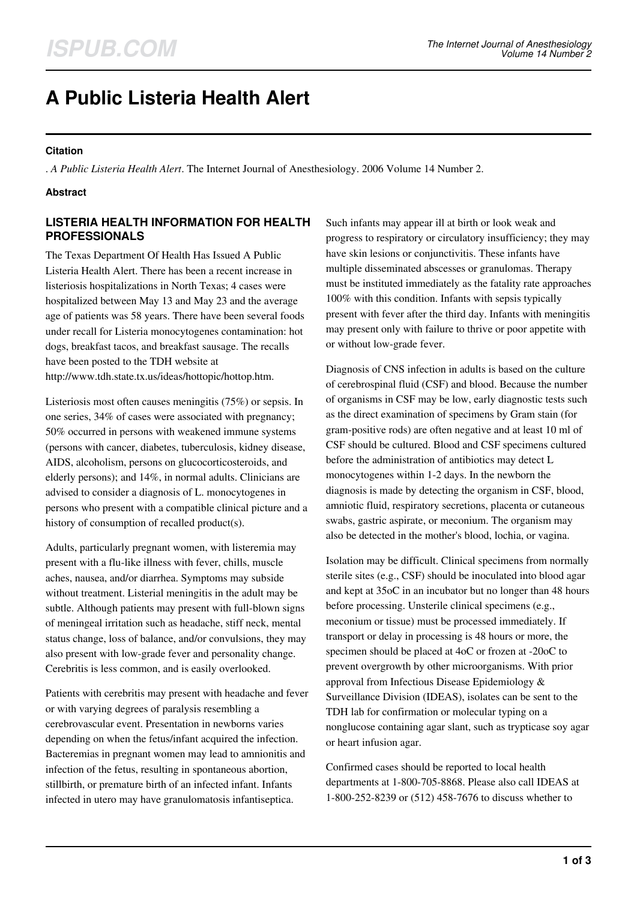# A Public Listeria Health Alert

### Citation

. *A Public Listeria Health Alert*. The Internet Journal of Anesthesiology. 2006 Volume 14 Number 2.

### Abstract

## LISTERIA HEALTH INFORMATION FOR HEALTH PROFESSIONALS

The Texas Department Of Health Has Issued A Public Listeria Health Alert. There has been a recent increase in listeriosis hospitalizations in North Texas; 4 cases were hospitalized between May 13 and May 23 and the average age of patients was 58 years. There have been several foods under recall for Listeria monocytogenes contamination: hot dogs, breakfast tacos, and breakfast sausage. The recalls have been posted to the TDH website at http://www.tdh.state.tx.us/ideas/hottopic/hottop.htm.

Listeriosis most often causes meningitis (75%) or sepsis. In one series, 34% of cases were associated with pregnancy; 50% occurred in persons with weakened immune systems (persons with cancer, diabetes, tuberculosis, kidney disease, AIDS, alcoholism, persons on glucocorticosteroids, and elderly persons); and 14%, in normal adults. Clinicians are advised to consider a diagnosis of L. monocytogenes in persons who present with a compatible clinical picture and a history of consumption of recalled product(s).

Adults, particularly pregnant women, with listeremia may present with a flu-like illness with fever, chills, muscle aches, nausea, and/or diarrhea. Symptoms may subside without treatment. Listerial meningitis in the adult may be subtle. Although patients may present with full-blown signs of meningeal irritation such as headache, stiff neck, mental status change, loss of balance, and/or convulsions, they may also present with low-grade fever and personality change. Cerebritis is less common, and is easily overlooked.

Patients with cerebritis may present with headache and fever or with varying degrees of paralysis resembling a cerebrovascular event. Presentation in newborns varies depending on when the fetus/infant acquired the infection. Bacteremias in pregnant women may lead to amnionitis and infection of the fetus, resulting in spontaneous abortion, stillbirth, or premature birth of an infected infant. Infants infected in utero may have granulomatosis infantiseptica. Such infants may appear ill at birth or look weak and progress to respiratory or circulatory insufficiency; they may have skin lesions or conjunctivitis. These infants have multiple disseminated abscesses or granulomas. Therapy must be instituted immediately as the fatality rate approaches 100% with this condition. Infants with sepsis typically present with fever after the third day. Infants with meningitis may present only with failure to thrive or poor appetite with or without low-grade fever.

Diagnosis of CNS infection in adults is based on the culture of cerebrospinal fluid (CSF) and blood. Because the number of organisms in CSF may be low, early diagnostic tests such as the direct examination of specimens by Gram stain (for gram-positive rods) are often negative and at least 10 ml of CSF should be cultured. Blood and CSF specimens cultured before the administration of antibiotics may detect L monocytogenes within 1-2 days. In the newborn the diagnosis is made by detecting the organism in CSF, blood, amniotic fluid, respiratory secretions, placenta or cutaneous swabs, gastric aspirate, or meconium. The organism may also be detected in the mother's blood, lochia, or vagina.

Isolation may be difficult. Clinical specimens from normally sterile sites (e.g., CSF) should be inoculated into blood agar and kept at 35oC in an incubator but no longer than 48 hours before processing. Unsterile clinical specimens (e.g., meconium or tissue) must be processed immediately. If transport or delay in processing is 48 hours or more, the specimen should be placed at 4oC or frozen at -20oC to prevent overgrowth by other microorganisms. With prior approval from Infectious Disease Epidemiology & Surveillance Division (IDEAS), isolates can be sent to the TDH lab for confirmation or molecular typing on a nonglucose containing agar slant, such as trypticase soy agar or heart infusion agar.

Confirmed cases should be reported to local health departments at 1-800-705-8868. Please also call IDEAS at 1-800-252-8239 or (512) 458-7676 to discuss whether to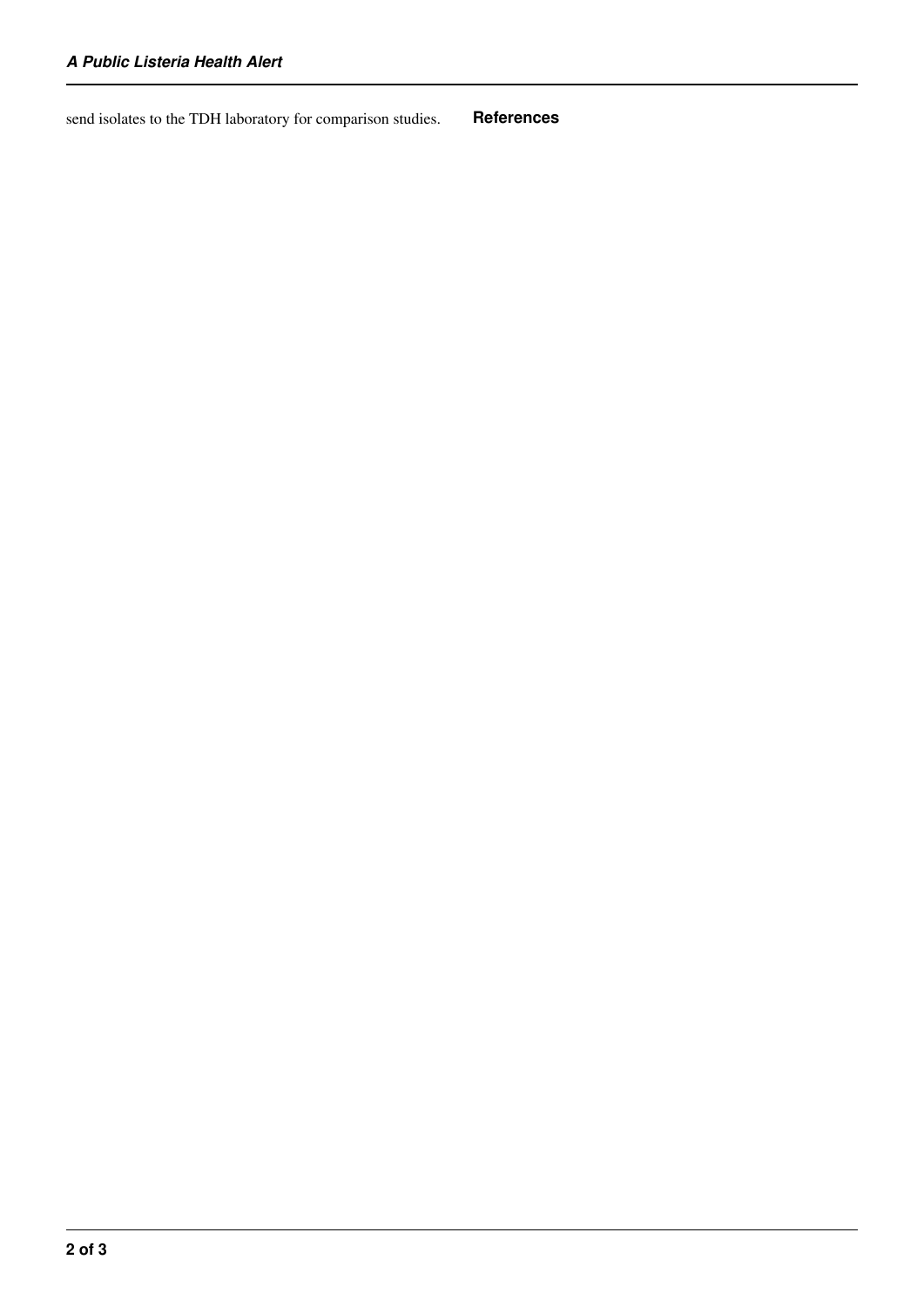send isolates to the TDH laboratory for comparison studies.

## References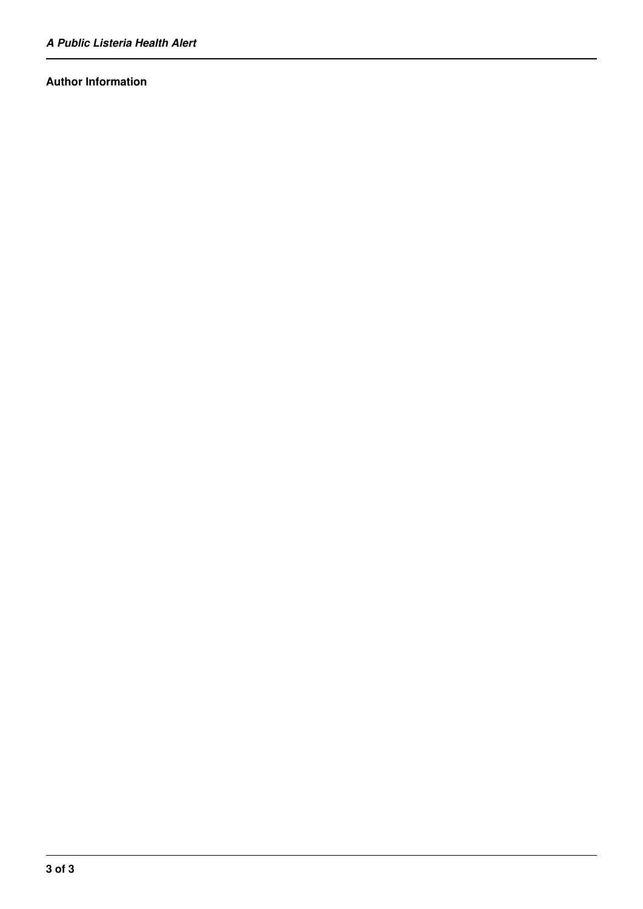**Author Information**